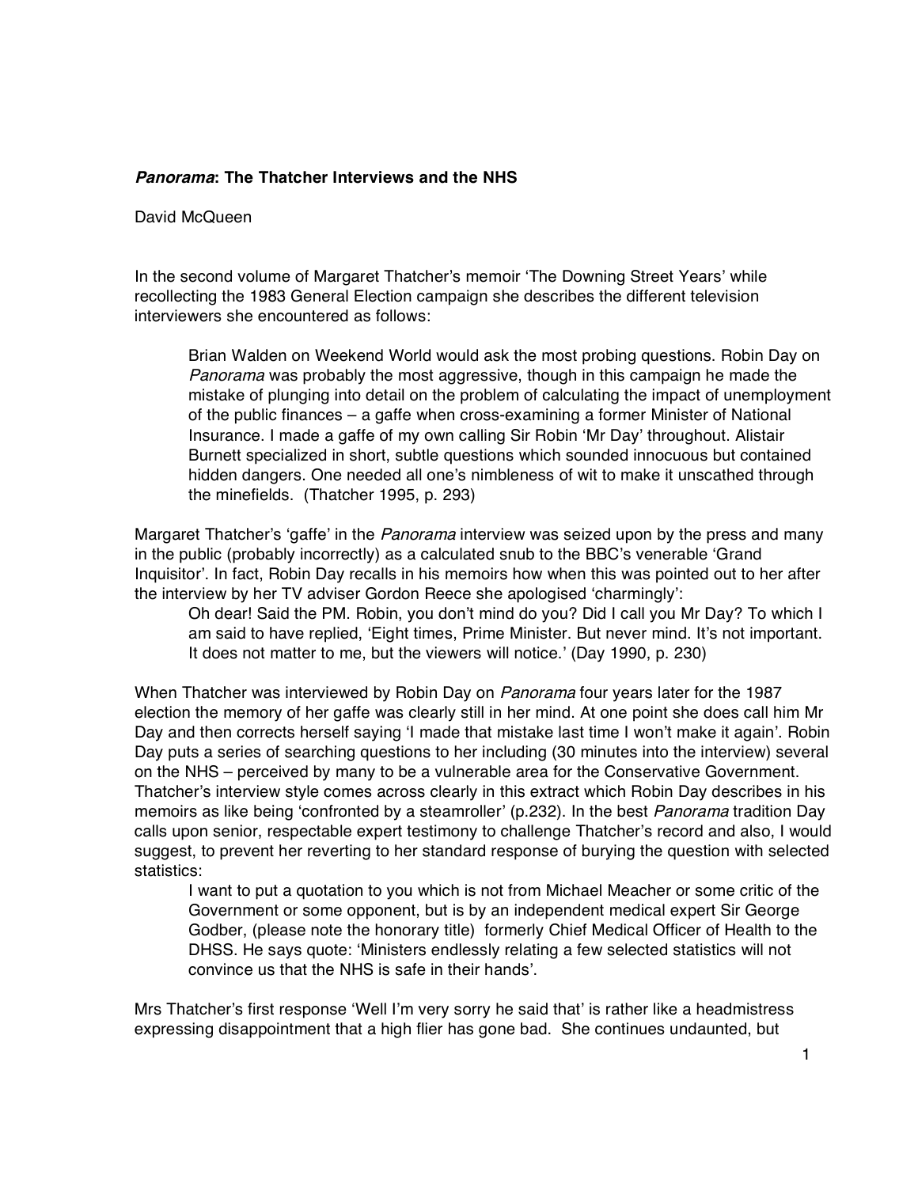***Panorama*: The Thatcher Interviews and the NHS**

David McQueen

In the second volume of Margaret Thatcher's memoir 'The Downing Street Years' while recollecting the 1983 General Election campaign she describes the different television interviewers she encountered as follows:

> Brian Walden on Weekend World would ask the most probing questions. Robin Day on *Panorama* was probably the most aggressive, though in this campaign he made the mistake of plunging into detail on the problem of calculating the impact of unemployment of the public finances – a gaffe when cross-examining a former Minister of National Insurance. I made a gaffe of my own calling Sir Robin 'Mr Day' throughout. Alistair Burnett specialized in short, subtle questions which sounded innocuous but contained hidden dangers. One needed all one's nimbleness of wit to make it unscathed through the minefields. (Thatcher 1995, p. 293)

Margaret Thatcher's 'gaffe' in the *Panorama* interview was seized upon by the press and many in the public (probably incorrectly) as a calculated snub to the BBC's venerable 'Grand Inquisitor'. In fact, Robin Day recalls in his memoirs how when this was pointed out to her after the interview by her TV adviser Gordon Reece she apologised 'charmingly':

> Oh dear! Said the PM. Robin, you don't mind do you? Did I call you Mr Day? To which I am said to have replied, 'Eight times, Prime Minister. But never mind. It's not important. It does not matter to me, but the viewers will notice.' (Day 1990, p. 230)

When Thatcher was interviewed by Robin Day on *Panorama* four years later for the 1987 election the memory of her gaffe was clearly still in her mind. At one point she does call him Mr Day and then corrects herself saying 'I made that mistake last time I won't make it again'. Robin Day puts a series of searching questions to her including (30 minutes into the interview) several on the NHS – perceived by many to be a vulnerable area for the Conservative Government. Thatcher's interview style comes across clearly in this extract which Robin Day describes in his memoirs as like being 'confronted by a steamroller' (p.232). In the best *Panorama* tradition Day calls upon senior, respectable expert testimony to challenge Thatcher's record and also, I would suggest, to prevent her reverting to her standard response of burying the question with selected statistics:

> I want to put a quotation to you which is not from Michael Meacher or some critic of the Government or some opponent, but is by an independent medical expert Sir George Godber, (please note the honorary title) formerly Chief Medical Officer of Health to the DHSS. He says quote: 'Ministers endlessly relating a few selected statistics will not convince us that the NHS is safe in their hands'.

Mrs Thatcher's first response 'Well I'm very sorry he said that' is rather like a headmistress expressing disappointment that a high flier has gone bad. She continues undaunted, but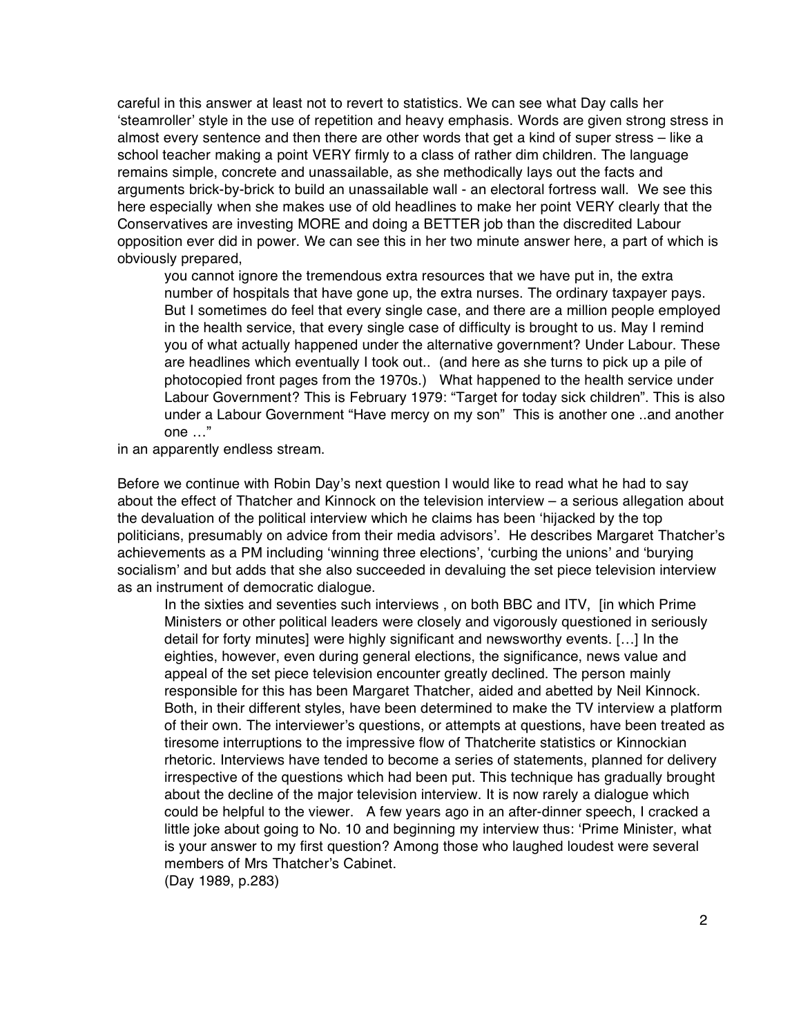careful in this answer at least not to revert to statistics. We can see what Day calls her 'steamroller' style in the use of repetition and heavy emphasis. Words are given strong stress in almost every sentence and then there are other words that get a kind of super stress – like a school teacher making a point VERY firmly to a class of rather dim children. The language remains simple, concrete and unassailable, as she methodically lays out the facts and arguments brick-by-brick to build an unassailable wall - an electoral fortress wall. We see this here especially when she makes use of old headlines to make her point VERY clearly that the Conservatives are investing MORE and doing a BETTER job than the discredited Labour opposition ever did in power. We can see this in her two minute answer here, a part of which is obviously prepared,

> you cannot ignore the tremendous extra resources that we have put in, the extra number of hospitals that have gone up, the extra nurses. The ordinary taxpayer pays. But I sometimes do feel that every single case, and there are a million people employed in the health service, that every single case of difficulty is brought to us. May I remind you of what actually happened under the alternative government? Under Labour. These are headlines which eventually I took out.. (and here as she turns to pick up a pile of photocopied front pages from the 1970s.) What happened to the health service under Labour Government? This is February 1979: "Target for today sick children". This is also under a Labour Government "Have mercy on my son" This is another one ..and another one …"

in an apparently endless stream.

Before we continue with Robin Day's next question I would like to read what he had to say about the effect of Thatcher and Kinnock on the television interview – a serious allegation about the devaluation of the political interview which he claims has been 'hijacked by the top politicians, presumably on advice from their media advisors'. He describes Margaret Thatcher's achievements as a PM including 'winning three elections', 'curbing the unions' and 'burying socialism' and but adds that she also succeeded in devaluing the set piece television interview as an instrument of democratic dialogue.

> In the sixties and seventies such interviews , on both BBC and ITV, [in which Prime Ministers or other political leaders were closely and vigorously questioned in seriously detail for forty minutes] were highly significant and newsworthy events. […] In the eighties, however, even during general elections, the significance, news value and appeal of the set piece television encounter greatly declined. The person mainly responsible for this has been Margaret Thatcher, aided and abetted by Neil Kinnock. Both, in their different styles, have been determined to make the TV interview a platform of their own. The interviewer's questions, or attempts at questions, have been treated as tiresome interruptions to the impressive flow of Thatcherite statistics or Kinnockian rhetoric. Interviews have tended to become a series of statements, planned for delivery irrespective of the questions which had been put. This technique has gradually brought about the decline of the major television interview. It is now rarely a dialogue which could be helpful to the viewer. A few years ago in an after-dinner speech, I cracked a little joke about going to No. 10 and beginning my interview thus: 'Prime Minister, what is your answer to my first question? Among those who laughed loudest were several members of Mrs Thatcher's Cabinet.
>
> (Day 1989, p.283)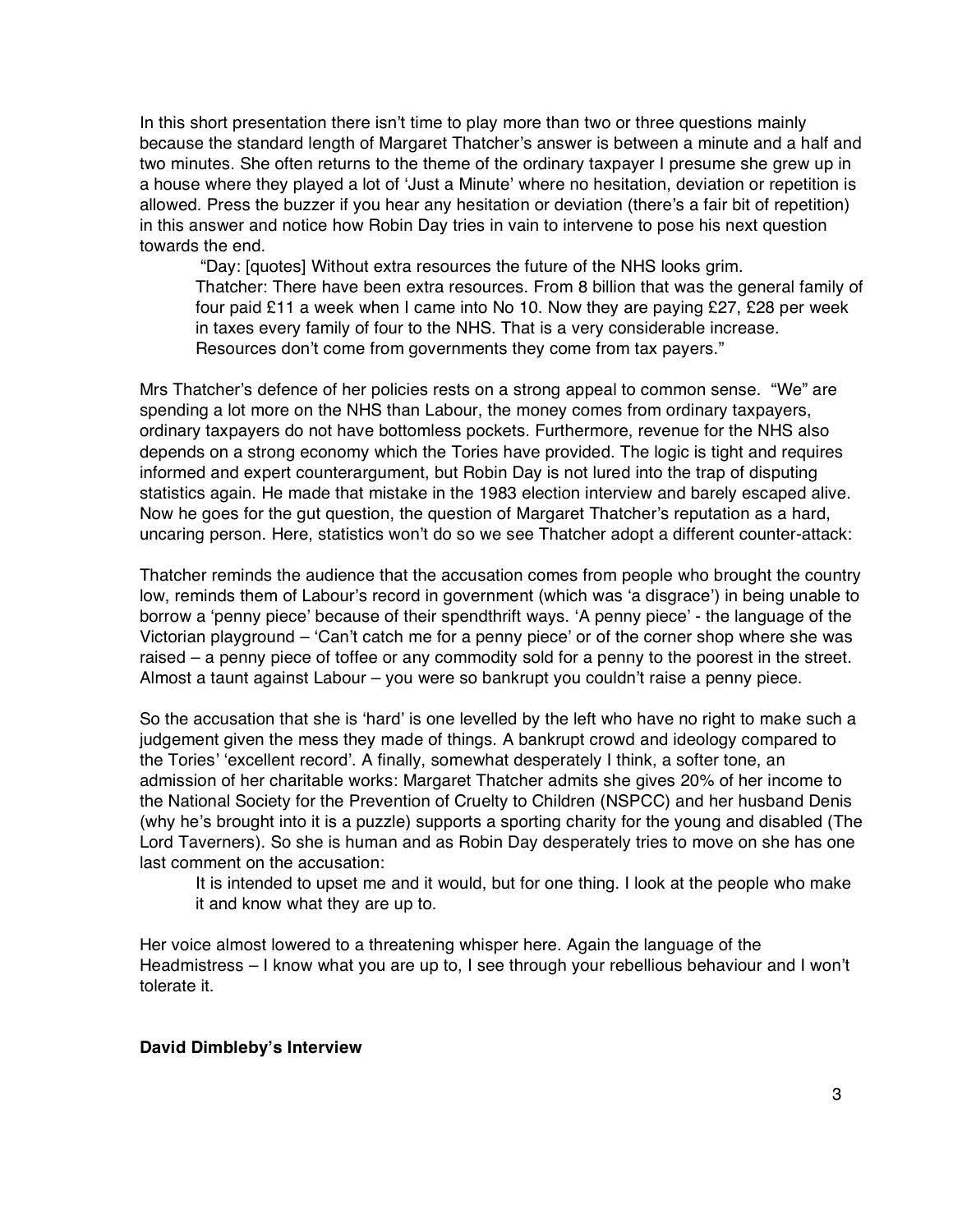In this short presentation there isn't time to play more than two or three questions mainly because the standard length of Margaret Thatcher's answer is between a minute and a half and two minutes. She often returns to the theme of the ordinary taxpayer I presume she grew up in a house where they played a lot of 'Just a Minute' where no hesitation, deviation or repetition is allowed. Press the buzzer if you hear any hesitation or deviation (there's a fair bit of repetition) in this answer and notice how Robin Day tries in vain to intervene to pose his next question towards the end.

> "Day: [quotes] Without extra resources the future of the NHS looks grim.
> Thatcher: There have been extra resources. From 8 billion that was the general family of four paid £11 a week when I came into No 10. Now they are paying £27, £28 per week in taxes every family of four to the NHS. That is a very considerable increase. Resources don't come from governments they come from tax payers."

Mrs Thatcher's defence of her policies rests on a strong appeal to common sense. "We" are spending a lot more on the NHS than Labour, the money comes from ordinary taxpayers, ordinary taxpayers do not have bottomless pockets. Furthermore, revenue for the NHS also depends on a strong economy which the Tories have provided. The logic is tight and requires informed and expert counterargument, but Robin Day is not lured into the trap of disputing statistics again. He made that mistake in the 1983 election interview and barely escaped alive. Now he goes for the gut question, the question of Margaret Thatcher's reputation as a hard, uncaring person. Here, statistics won't do so we see Thatcher adopt a different counter-attack:

Thatcher reminds the audience that the accusation comes from people who brought the country low, reminds them of Labour's record in government (which was 'a disgrace') in being unable to borrow a 'penny piece' because of their spendthrift ways. 'A penny piece' - the language of the Victorian playground – 'Can't catch me for a penny piece' or of the corner shop where she was raised – a penny piece of toffee or any commodity sold for a penny to the poorest in the street. Almost a taunt against Labour – you were so bankrupt you couldn't raise a penny piece.

So the accusation that she is 'hard' is one levelled by the left who have no right to make such a judgement given the mess they made of things. A bankrupt crowd and ideology compared to the Tories' 'excellent record'. A finally, somewhat desperately I think, a softer tone, an admission of her charitable works: Margaret Thatcher admits she gives 20% of her income to the National Society for the Prevention of Cruelty to Children (NSPCC) and her husband Denis (why he's brought into it is a puzzle) supports a sporting charity for the young and disabled (The Lord Taverners). So she is human and as Robin Day desperately tries to move on she has one last comment on the accusation:

> It is intended to upset me and it would, but for one thing. I look at the people who make it and know what they are up to.

Her voice almost lowered to a threatening whisper here. Again the language of the Headmistress – I know what you are up to, I see through your rebellious behaviour and I won't tolerate it.

**David Dimbleby's Interview**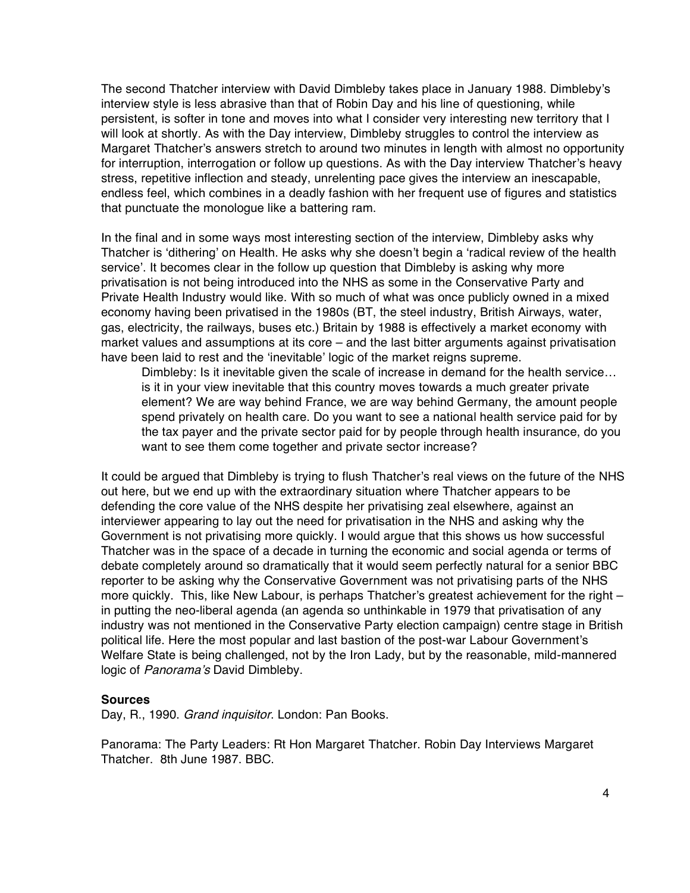The second Thatcher interview with David Dimbleby takes place in January 1988. Dimbleby's interview style is less abrasive than that of Robin Day and his line of questioning, while persistent, is softer in tone and moves into what I consider very interesting new territory that I will look at shortly. As with the Day interview, Dimbleby struggles to control the interview as Margaret Thatcher's answers stretch to around two minutes in length with almost no opportunity for interruption, interrogation or follow up questions. As with the Day interview Thatcher's heavy stress, repetitive inflection and steady, unrelenting pace gives the interview an inescapable, endless feel, which combines in a deadly fashion with her frequent use of figures and statistics that punctuate the monologue like a battering ram.

In the final and in some ways most interesting section of the interview, Dimbleby asks why Thatcher is 'dithering' on Health. He asks why she doesn't begin a 'radical review of the health service'. It becomes clear in the follow up question that Dimbleby is asking why more privatisation is not being introduced into the NHS as some in the Conservative Party and Private Health Industry would like. With so much of what was once publicly owned in a mixed economy having been privatised in the 1980s (BT, the steel industry, British Airways, water, gas, electricity, the railways, buses etc.) Britain by 1988 is effectively a market economy with market values and assumptions at its core – and the last bitter arguments against privatisation have been laid to rest and the 'inevitable' logic of the market reigns supreme.

> Dimbleby: Is it inevitable given the scale of increase in demand for the health service… is it in your view inevitable that this country moves towards a much greater private element? We are way behind France, we are way behind Germany, the amount people spend privately on health care. Do you want to see a national health service paid for by the tax payer and the private sector paid for by people through health insurance, do you want to see them come together and private sector increase?

It could be argued that Dimbleby is trying to flush Thatcher's real views on the future of the NHS out here, but we end up with the extraordinary situation where Thatcher appears to be defending the core value of the NHS despite her privatising zeal elsewhere, against an interviewer appearing to lay out the need for privatisation in the NHS and asking why the Government is not privatising more quickly. I would argue that this shows us how successful Thatcher was in the space of a decade in turning the economic and social agenda or terms of debate completely around so dramatically that it would seem perfectly natural for a senior BBC reporter to be asking why the Conservative Government was not privatising parts of the NHS more quickly. This, like New Labour, is perhaps Thatcher's greatest achievement for the right – in putting the neo-liberal agenda (an agenda so unthinkable in 1979 that privatisation of any industry was not mentioned in the Conservative Party election campaign) centre stage in British political life. Here the most popular and last bastion of the post-war Labour Government's Welfare State is being challenged, not by the Iron Lady, but by the reasonable, mild-mannered logic of *Panorama's* David Dimbleby.

**Sources**

Day, R., 1990. *Grand inquisitor*. London: Pan Books.

Panorama: The Party Leaders: Rt Hon Margaret Thatcher. Robin Day Interviews Margaret Thatcher. 8th June 1987. BBC.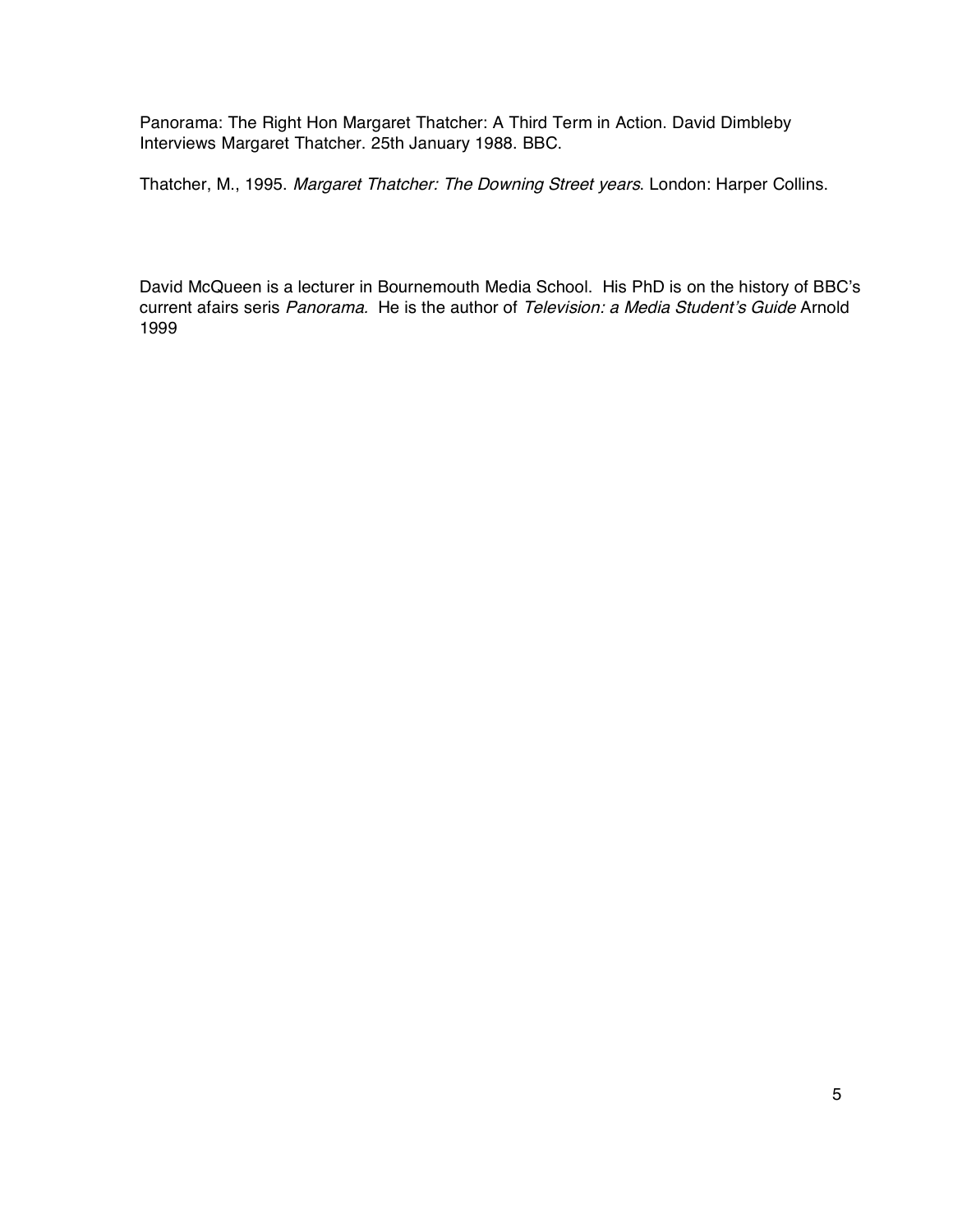Panorama: The Right Hon Margaret Thatcher: A Third Term in Action. David Dimbleby Interviews Margaret Thatcher. 25th January 1988. BBC.

Thatcher, M., 1995. *Margaret Thatcher: The Downing Street years*. London: Harper Collins.

David McQueen is a lecturer in Bournemouth Media School. His PhD is on the history of BBC's current afairs seris *Panorama.* He is the author of *Television: a Media Student's Guide* Arnold 1999